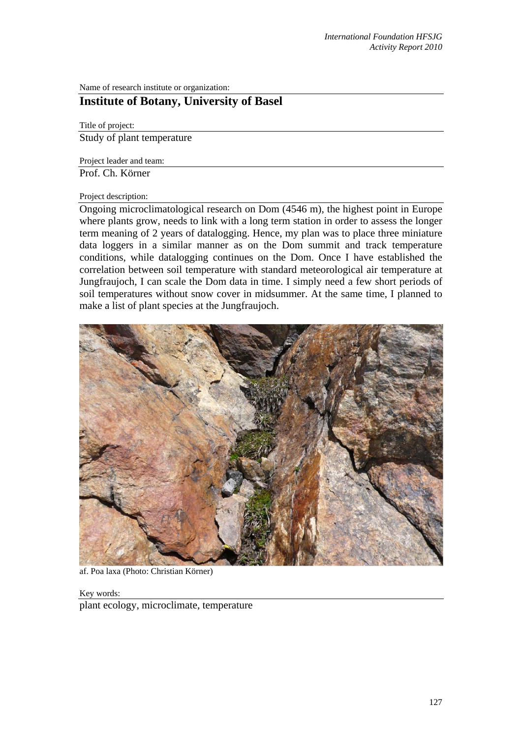Name of research institute or organization:

## Institute of Botany, University of Basel

Title of project:

Study of plant temperature

Project leader and team:

Prof. Ch. Körner

Project description:

Ongoing microclimatological research on Dom (4546 m), the highest point in Europe where plants grow, needs to link with a long term station in order to assess the longer term meaning of 2 years of datalogging. Hence, my plan was to place three miniature data loggers in a similar manner as on the Dom summit and track temperature conditions, while datalogging continues on the Dom. Once I have established the correlation between soil temperature with standard meteorological air temperature at Jungfraujoch, I can scale the Dom data in time. I simply need a few short periods of soil temperatures without snow cover in midsummer. At the same time, I planned to make a list of plant species at the Jungfraujoch.

af. Poa laxa (Photo: Christian Körner)

Key words:

plant ecology, microclimate, temperature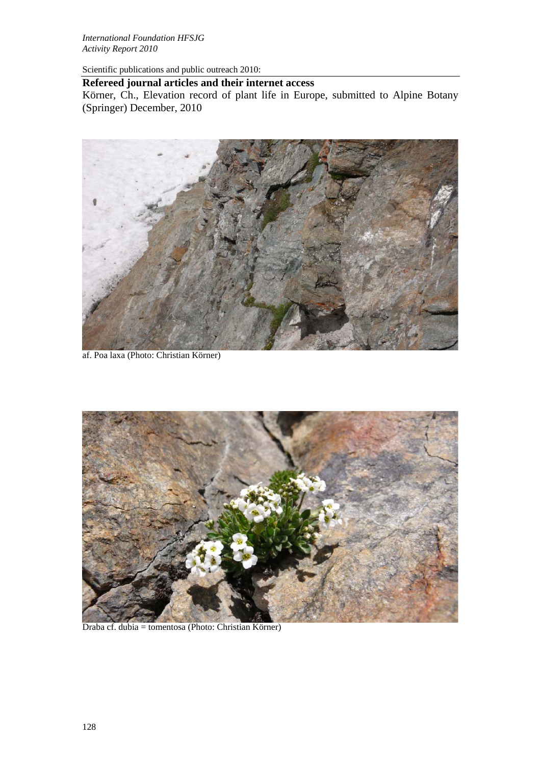Scientific publications and public outreach 2010:

**Refereed journal articles and their internet access**

Körner, Ch., Elevation record of plant life in Europe, submitted to Alpine Botany (Springer) December, 2010

af. Poa laxa (Photo: Christian Körner)

Draba cf. dubia = tomentosa (Photo: Christian Körner)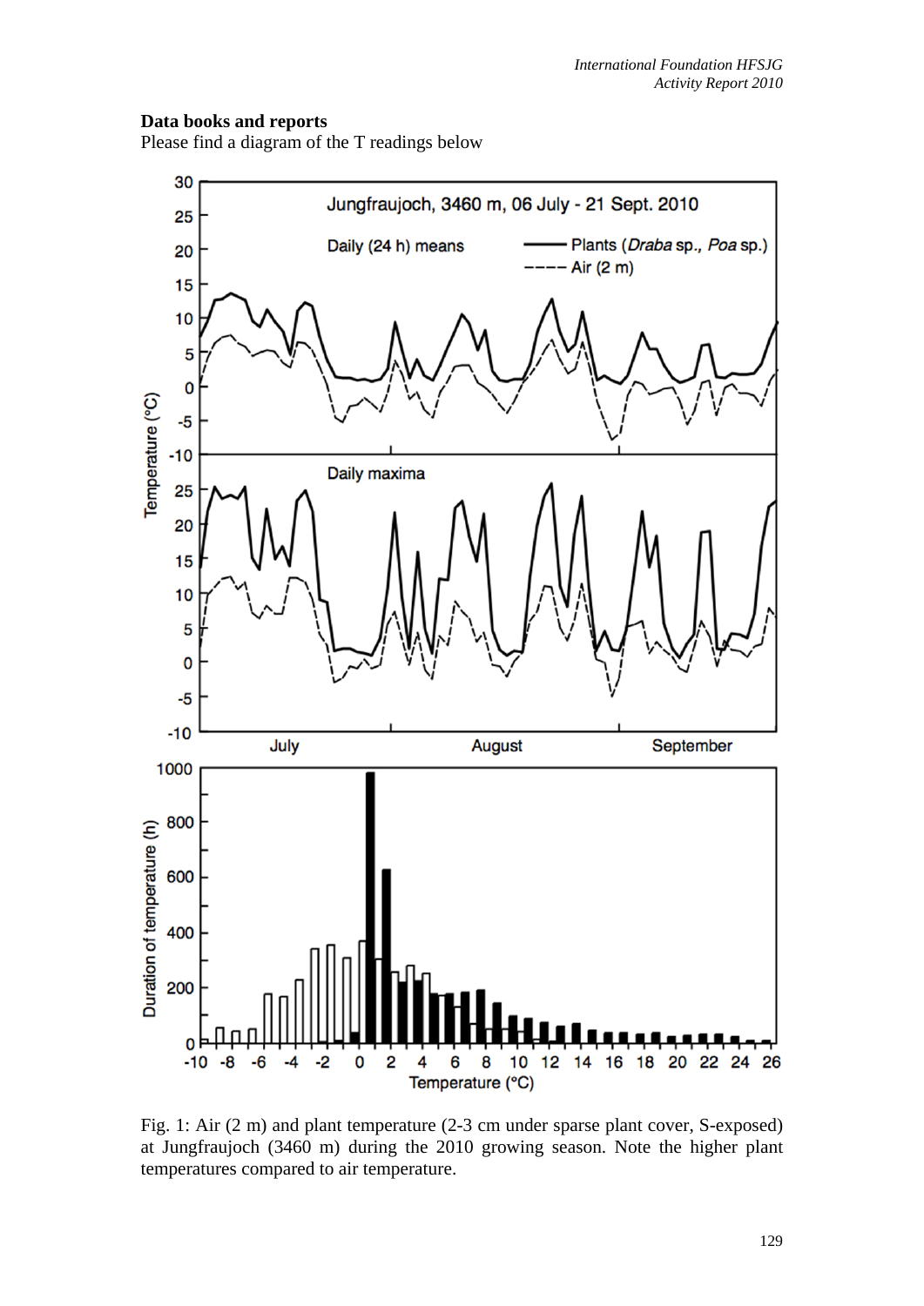**Data books and reports**

Please find a diagram of the T readings below

Fig. 1: Air (2 m) and plant temperature (2-3 cm under sparse plant cover, S-exposed) at Jungfraujoch (3460 m) during the 2010 growing season. Note the higher plant temperatures compared to air temperature.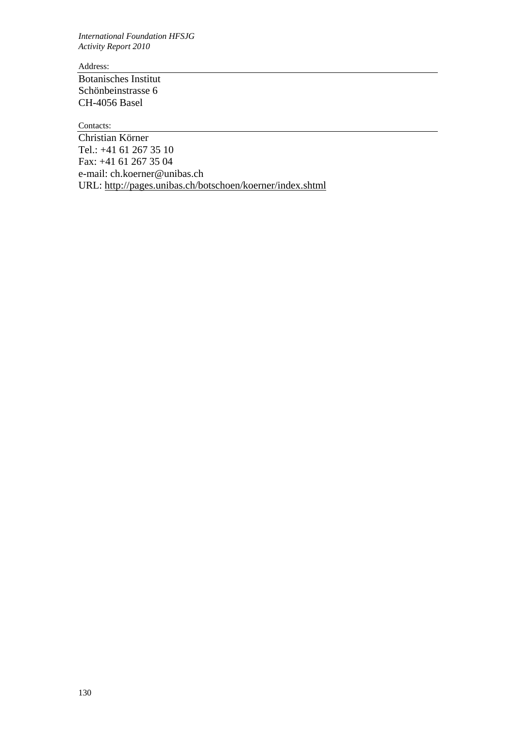Address:

Botanisches Institut
Schönbeinstrasse 6
CH-4056 Basel

Contacts:

Christian Körner
Tel.: +41 61 267 35 10
Fax: +41 61 267 35 04
e-mail: ch.koerner@unibas.ch
URL: http://pages.unibas.ch/botschoen/koerner/index.shtml